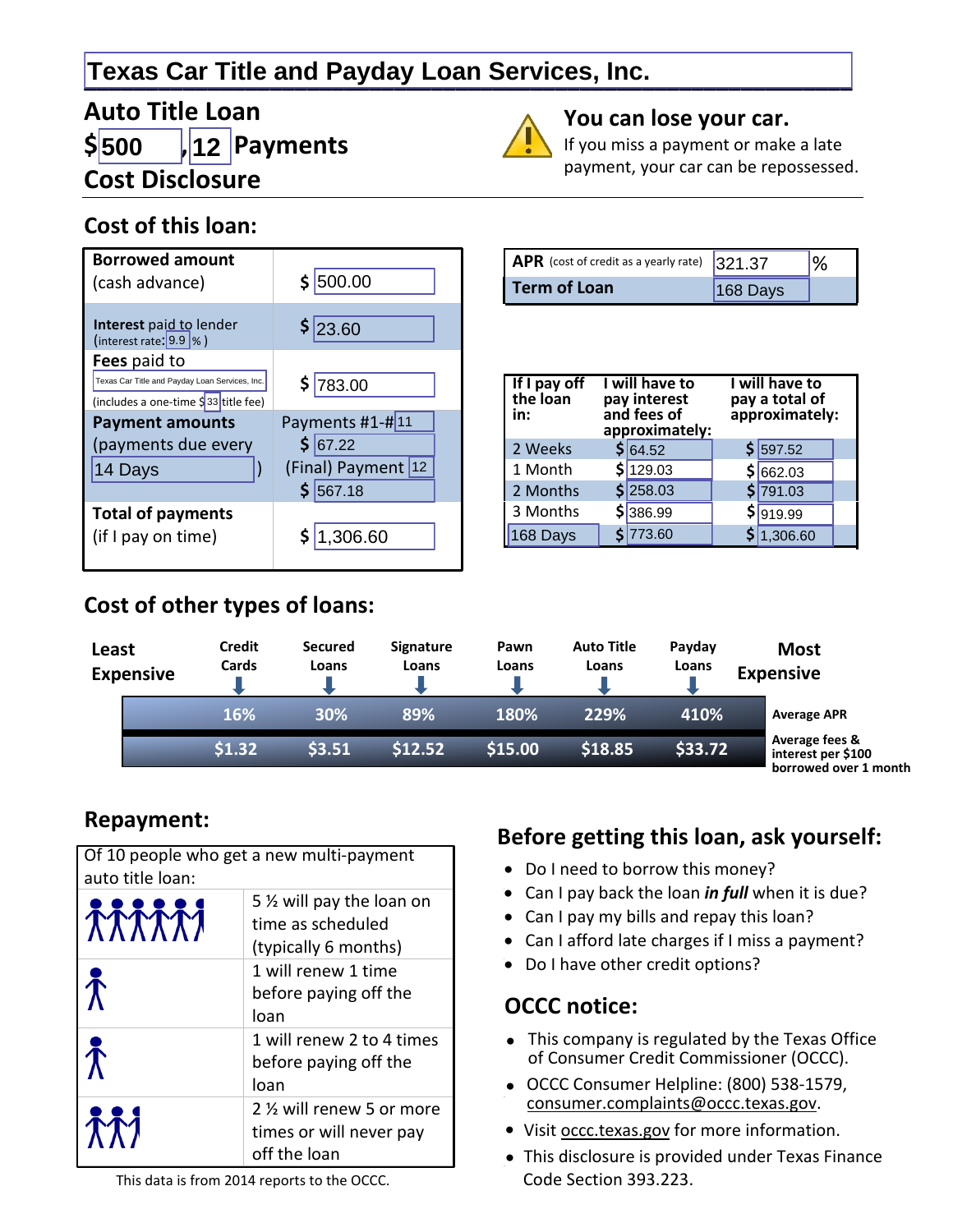# Texas Car Title and Payday Loan Services, Inc.

## Auto Title Loan
## $500, 12 Payments
## Cost Disclosure

**You can lose your car.**
If you miss a payment or make a late payment, your car can be repossessed.

## Cost of this loan:

| | |
|---|---|
| **Borrowed amount** (cash advance) | $ 500.00 |
| **Interest paid to lender** (interest rate: 9.9 %) | $ 23.60 |
| **Fees paid to** Texas Car Title and Payday Loan Services, Inc. (includes a one-time $ 33 title fee) | $ 783.00 |
| **Payment amounts** (payments due every 14 Days) | Payments #1-# 11: $ 67.22; (Final) Payment 12: $ 567.18 |
| **Total of payments** (if I pay on time) | $ 1,306.60 |

| | |
|---|---|
| **APR** (cost of credit as a yearly rate) | 321.37 % |
| **Term of Loan** | 168 Days |

| If I pay off the loan in: | I will have to pay interest and fees of approximately: | I will have to pay a total of approximately: |
|---|---|---|
| 2 Weeks | $ 64.52 | $ 597.52 |
| 1 Month | $ 129.03 | $ 662.03 |
| 2 Months | $ 258.03 | $ 791.03 |
| 3 Months | $ 386.99 | $ 919.99 |
| 168 Days | $ 773.60 | $ 1,306.60 |

## Cost of other types of loans:

| Least Expensive → Most Expensive | Credit Cards | Secured Loans | Signature Loans | Pawn Loans | Auto Title Loans | Payday Loans |
|---|---|---|---|---|---|---|
| Average APR | 16% | 30% | 89% | 180% | 229% | 410% |
| Average fees & interest per $100 borrowed over 1 month | $1.32 | $3.51 | $12.52 | $15.00 | $18.85 | $33.72 |

## Repayment:

Of 10 people who get a new multi-payment auto title loan:

- 5 ½ will pay the loan on time as scheduled (typically 6 months)
- 1 will renew 1 time before paying off the loan
- 1 will renew 2 to 4 times before paying off the loan
- 2 ½ will renew 5 or more times or will never pay off the loan

This data is from 2014 reports to the OCCC.

## Before getting this loan, ask yourself:

- Do I need to borrow this money?
- Can I pay back the loan ***in full*** when it is due?
- Can I pay my bills and repay this loan?
- Can I afford late charges if I miss a payment?
- Do I have other credit options?

## OCCC notice:

- This company is regulated by the Texas Office of Consumer Credit Commissioner (OCCC).
- OCCC Consumer Helpline: (800) 538-1579, consumer.complaints@occc.texas.gov.
- Visit occc.texas.gov for more information.
- This disclosure is provided under Texas Finance Code Section 393.223.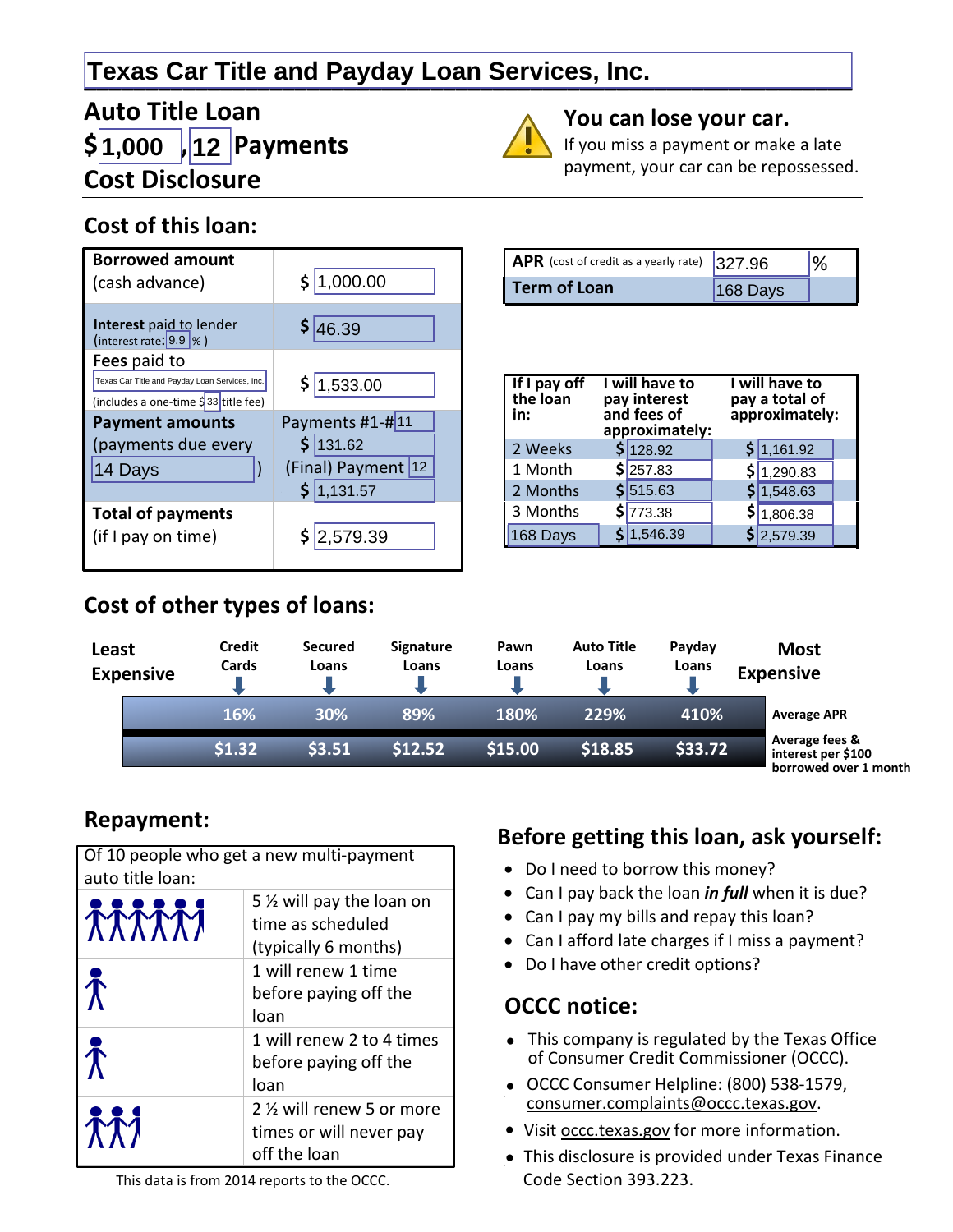# Texas Car Title and Payday Loan Services, Inc.

## Auto Title Loan
## $1,000 , 12 Payments
## Cost Disclosure

**You can lose your car.**
If you miss a payment or make a late payment, your car can be repossessed.

## Cost of this loan:

| | |
|---|---|
| **Borrowed amount** (cash advance) | $ 1,000.00 |
| **Interest paid to lender** (interest rate: 9.9 %) | $ 46.39 |
| **Fees paid to** Texas Car Title and Payday Loan Services, Inc. (includes a one-time $ 33 title fee) | $ 1,533.00 |
| **Payment amounts** (payments due every 14 Days) | Payments #1-# 11: $ 131.62<br>(Final) Payment 12: $ 1,131.57 |
| **Total of payments** (if I pay on time) | $ 2,579.39 |

| | |
|---|---|
| **APR** (cost of credit as a yearly rate) | 327.96 % |
| **Term of Loan** | 168 Days |

| If I pay off the loan in: | I will have to pay interest and fees of approximately: | I will have to pay a total of approximately: |
|---|---|---|
| 2 Weeks | $ 128.92 | $ 1,161.92 |
| 1 Month | $ 257.83 | $ 1,290.83 |
| 2 Months | $ 515.63 | $ 1,548.63 |
| 3 Months | $ 773.38 | $ 1,806.38 |
| 168 Days | $ 1,546.39 | $ 2,579.39 |

## Cost of other types of loans:

| Least Expensive | Credit Cards | Secured Loans | Signature Loans | Pawn Loans | Auto Title Loans | Payday Loans | Most Expensive |
|---|---|---|---|---|---|---|---|
| Average APR | 16% | 30% | 89% | 180% | 229% | 410% | |
| Average fees & interest per $100 borrowed over 1 month | $1.32 | $3.51 | $12.52 | $15.00 | $18.85 | $33.72 | |

## Repayment:

| Of 10 people who get a new multi-payment auto title loan: |
|---|
| 5 ½ will pay the loan on time as scheduled (typically 6 months) |
| 1 will renew 1 time before paying off the loan |
| 1 will renew 2 to 4 times before paying off the loan |
| 2 ½ will renew 5 or more times or will never pay off the loan |

This data is from 2014 reports to the OCCC.

## Before getting this loan, ask yourself:

- Do I need to borrow this money?
- Can I pay back the loan ***in full*** when it is due?
- Can I pay my bills and repay this loan?
- Can I afford late charges if I miss a payment?
- Do I have other credit options?

## OCCC notice:

- This company is regulated by the Texas Office of Consumer Credit Commissioner (OCCC).
- OCCC Consumer Helpline: (800) 538-1579, consumer.complaints@occc.texas.gov.
- Visit occc.texas.gov for more information.
- This disclosure is provided under Texas Finance Code Section 393.223.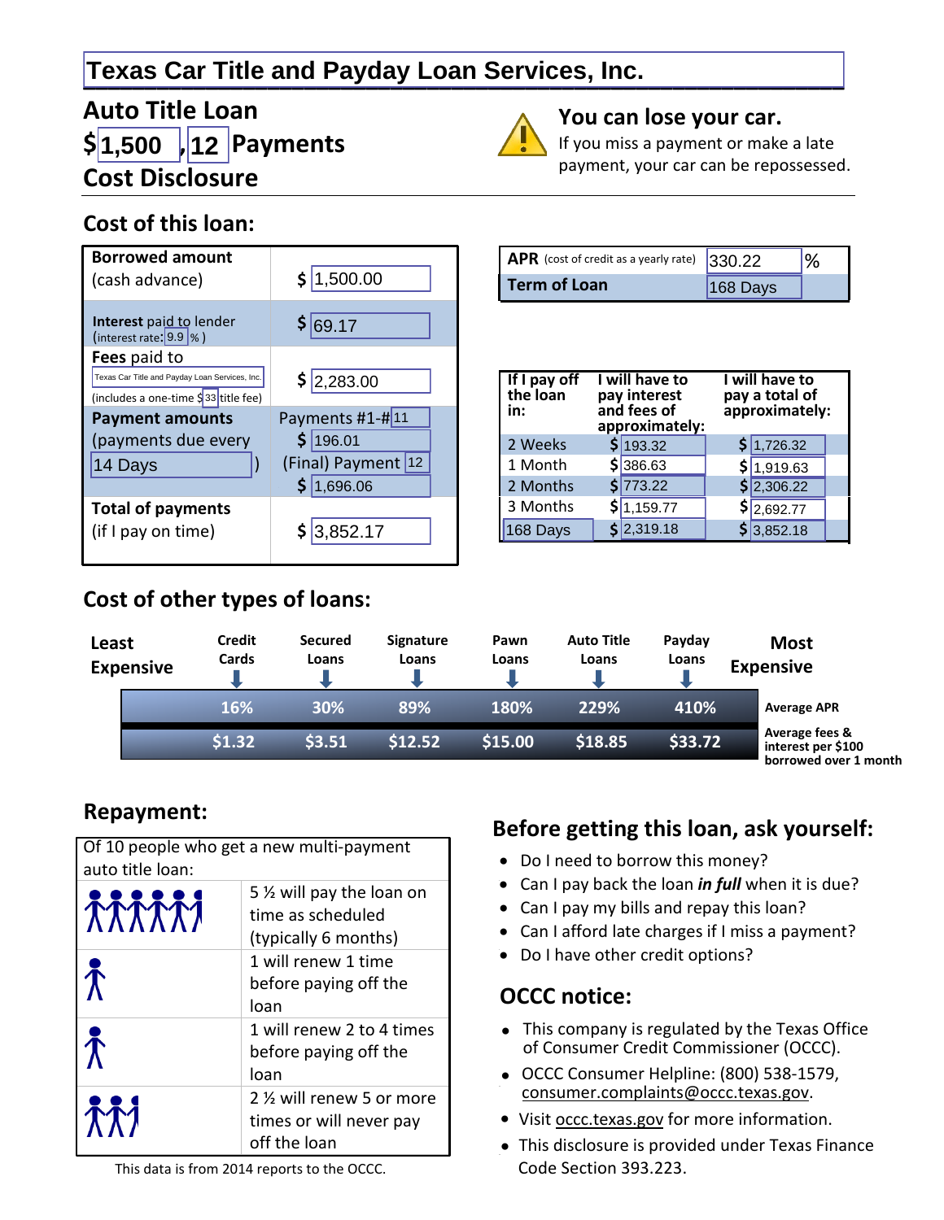# Texas Car Title and Payday Loan Services, Inc.

## Auto Title Loan
## $1,500 , 12 Payments
## Cost Disclosure

**You can lose your car.**
If you miss a payment or make a late payment, your car can be repossessed.

## Cost of this loan:

| | |
|---|---|
| **Borrowed amount** (cash advance) | $ 1,500.00 |
| **Interest paid to lender** (interest rate: 9.9 % ) | $ 69.17 |
| **Fees paid to** Texas Car Title and Payday Loan Services, Inc. (includes a one-time $ 33 title fee) | $ 2,283.00 |
| **Payment amounts** (payments due every 14 Days ) | Payments #1-# 11 $ 196.01 (Final) Payment 12 $ 1,696.06 |
| **Total of payments** (if I pay on time) | $ 3,852.17 |

| | |
|---|---|
| **APR** (cost of credit as a yearly rate) | 330.22 % |
| **Term of Loan** | 168 Days |

| If I pay off the loan in: | I will have to pay interest and fees of approximately: | I will have to pay a total of approximately: |
|---|---|---|
| 2 Weeks | $ 193.32 | $ 1,726.32 |
| 1 Month | $ 386.63 | $ 1,919.63 |
| 2 Months | $ 773.22 | $ 2,306.22 |
| 3 Months | $ 1,159.77 | $ 2,692.77 |
| 168 Days | $ 2,319.18 | $ 3,852.18 |

## Cost of other types of loans:

Least Expensive

Credit Cards / Secured Loans / Signature Loans / Pawn Loans / Auto Title Loans / Payday Loans

Most Expensive

Average APR: 16% / 30% / 89% / 180% / 229% / 410%

Average fees & interest per $100 borrowed over 1 month: $1.32 / $3.51 / $12.52 / $15.00 / $18.85 / $33.72

## Repayment:

Of 10 people who get a new multi-payment auto title loan:

- 5 ½ will pay the loan on time as scheduled (typically 6 months)
- 1 will renew 1 time before paying off the loan
- 1 will renew 2 to 4 times before paying off the loan
- 2 ½ will renew 5 or more times or will never pay off the loan

This data is from 2014 reports to the OCCC.

## Before getting this loan, ask yourself:

- Do I need to borrow this money?
- Can I pay back the loan ***in full*** when it is due?
- Can I pay my bills and repay this loan?
- Can I afford late charges if I miss a payment?
- Do I have other credit options?

## OCCC notice:

- This company is regulated by the Texas Office of Consumer Credit Commissioner (OCCC).
- OCCC Consumer Helpline: (800) 538-1579, consumer.complaints@occc.texas.gov.
- Visit occc.texas.gov for more information.
- This disclosure is provided under Texas Finance Code Section 393.223.